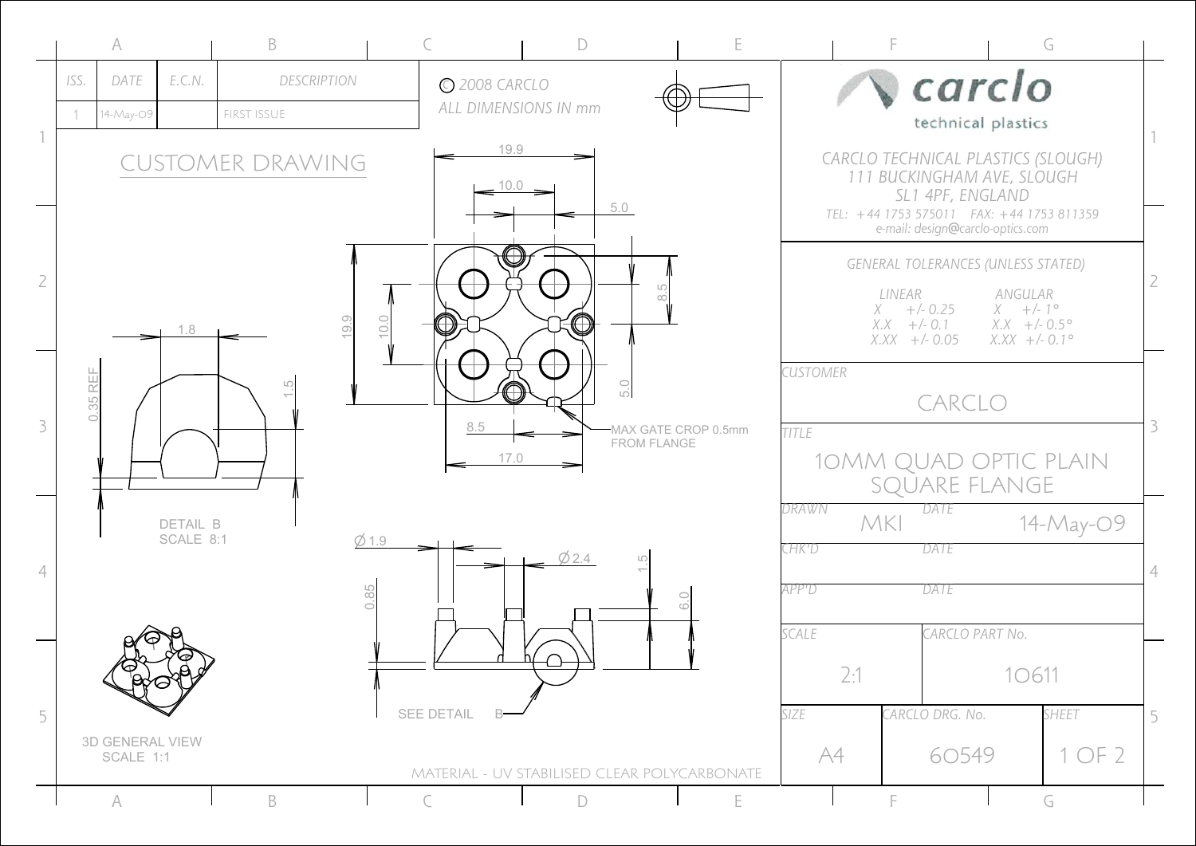| ISS. | DATE | E.C.N. | DESCRIPTION |
|---|---|---|---|
| 1 | 14-May-09 | | FIRST ISSUE |

© 2008 CARCLO
ALL DIMENSIONS IN mm

# CUSTOMER DRAWING

19.9
10.0
5.0
8.5
19.9
10.0
5.0
8.5
17.0
MAX GATE CROP 0.5mm FROM FLANGE

1.8
0.35 REF
1.5

DETAIL B
SCALE 8:1

Ø 1.9
Ø 2.4
1.5
0.85
6.0
SEE DETAIL B

3D GENERAL VIEW
SCALE 1:1

MATERIAL - UV STABILISED CLEAR POLYCARBONATE

**carclo**
technical plastics

CARCLO TECHNICAL PLASTICS (SLOUGH)
111 BUCKINGHAM AVE, SLOUGH
SL1 4PF, ENGLAND
TEL: +44 1753 575011 FAX: +44 1753 811359
e-mail: design@carclo-optics.com

GENERAL TOLERANCES (UNLESS STATED)

| LINEAR | | ANGULAR | |
|---|---|---|---|
| X | +/- 0.25 | X | +/- 1° |
| X.X | +/- 0.1 | X.X | +/- 0.5° |
| X.XX | +/- 0.05 | X.XX | +/- 0.1° |

CUSTOMER: CARCLO

TITLE: 10MM QUAD OPTIC PLAIN SQUARE FLANGE

| DRAWN | MKI | DATE | 14-May-09 |
|---|---|---|---|
| CHK'D | | DATE | |
| APP'D | | DATE | |

| SCALE | CARCLO PART No. |
|---|---|
| 2:1 | 10611 |

| SIZE | CARCLO DRG. No. | SHEET |
|---|---|---|
| A4 | 60549 | 1 OF 2 |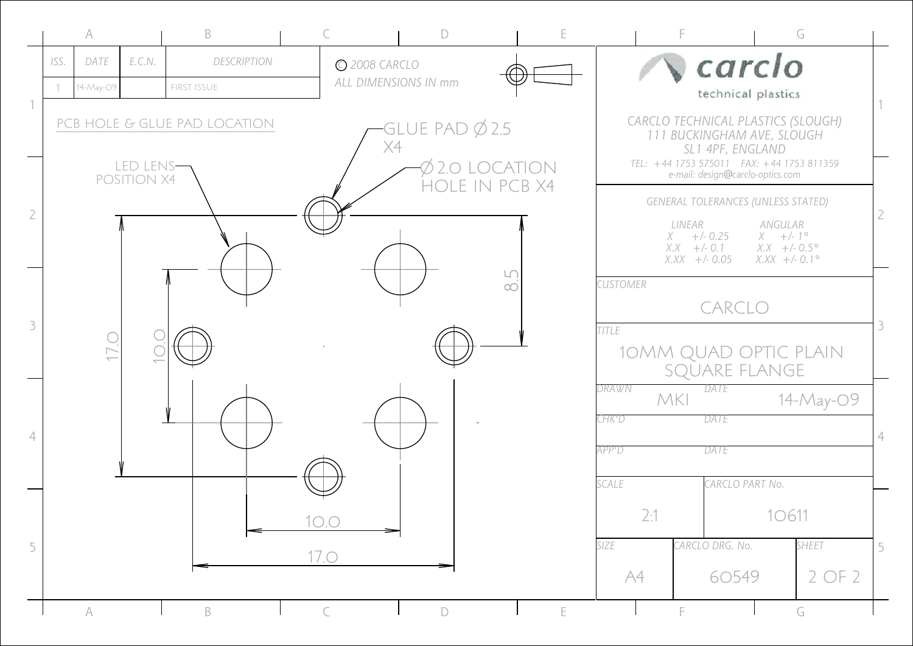| ISS. | DATE | E.C.N. | DESCRIPTION |
|---|---|---|---|
| 1 | 14-May-09 | | FIRST ISSUE |

© 2008 CARCLO
ALL DIMENSIONS IN mm

## PCB HOLE & GLUE PAD LOCATION

LED LENS POSITION X4

GLUE PAD Ø 2.5 X4

Ø 2.0 LOCATION HOLE IN PCB X4

8.5

17.0

10.0

10.0

17.0

**carclo** technical plastics

CARCLO TECHNICAL PLASTICS (SLOUGH)
111 BUCKINGHAM AVE, SLOUGH
SL1 4PF, ENGLAND
TEL: +44 1753 575011 FAX: +44 1753 811359
e-mail: design@carclo-optics.com

GENERAL TOLERANCES (UNLESS STATED)

| LINEAR | | ANGULAR | |
|---|---|---|---|
| X | +/- 0.25 | X | +/- 1° |
| X.X | +/- 0.1 | X.X | +/- 0.5° |
| X.XX | +/- 0.05 | X.XX | +/- 0.1° |

CUSTOMER: CARCLO

TITLE: 10MM QUAD OPTIC PLAIN SQUARE FLANGE

| | | | |
|---|---|---|---|
| DRAWN | MKI | DATE | 14-May-09 |
| CHK'D | | DATE | |
| APP'D | | DATE | |

| SCALE | CARCLO PART No. | |
|---|---|---|
| 2:1 | 10611 | |
| SIZE | CARCLO DRG. No. | SHEET |
| A4 | 60549 | 2 OF 2 |